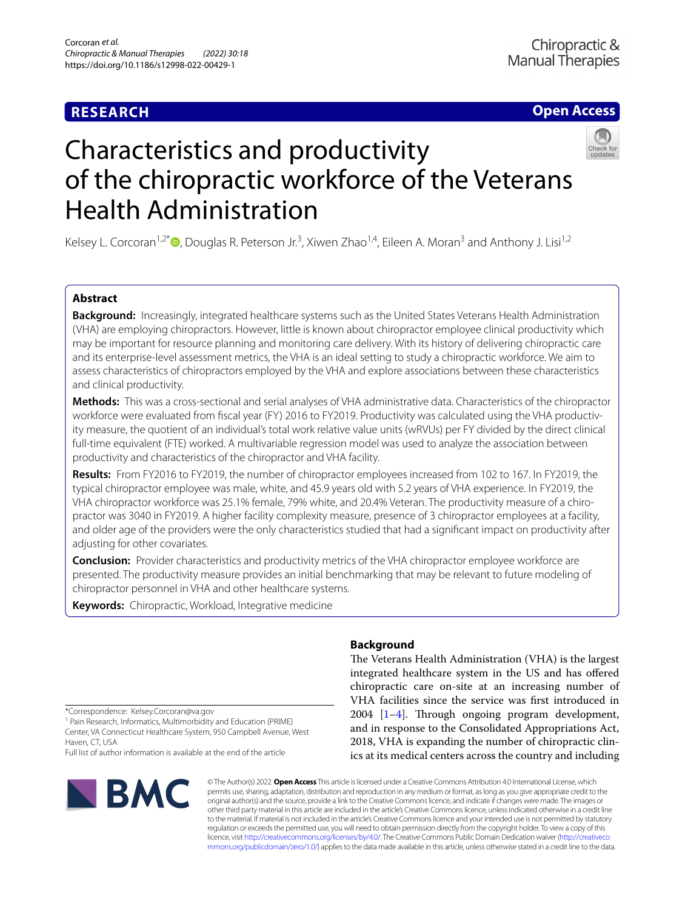RESEARCH

Open Access

# Characteristics and productivity of the chiropractic workforce of the Veterans Health Administration

Kelsey L. Corcoran[1,2*], Douglas R. Peterson Jr.[3], Xiwen Zhao[1,4], Eileen A. Moran[3] and Anthony J. Lisi[1,2]

## Abstract

**Background:** Increasingly, integrated healthcare systems such as the United States Veterans Health Administration (VHA) are employing chiropractors. However, little is known about chiropractor employee clinical productivity which may be important for resource planning and monitoring care delivery. With its history of delivering chiropractic care and its enterprise-level assessment metrics, the VHA is an ideal setting to study a chiropractic workforce. We aim to assess characteristics of chiropractors employed by the VHA and explore associations between these characteristics and clinical productivity.

**Methods:** This was a cross-sectional and serial analyses of VHA administrative data. Characteristics of the chiropractor workforce were evaluated from fiscal year (FY) 2016 to FY2019. Productivity was calculated using the VHA productivity measure, the quotient of an individual's total work relative value units (wRVUs) per FY divided by the direct clinical full-time equivalent (FTE) worked. A multivariable regression model was used to analyze the association between productivity and characteristics of the chiropractor and VHA facility.

**Results:** From FY2016 to FY2019, the number of chiropractor employees increased from 102 to 167. In FY2019, the typical chiropractor employee was male, white, and 45.9 years old with 5.2 years of VHA experience. In FY2019, the VHA chiropractor workforce was 25.1% female, 79% white, and 20.4% Veteran. The productivity measure of a chiropractor was 3040 in FY2019. A higher facility complexity measure, presence of 3 chiropractor employees at a facility, and older age of the providers were the only characteristics studied that had a significant impact on productivity after adjusting for other covariates.

**Conclusion:** Provider characteristics and productivity metrics of the VHA chiropractor employee workforce are presented. The productivity measure provides an initial benchmarking that may be relevant to future modeling of chiropractor personnel in VHA and other healthcare systems.

**Keywords:** Chiropractic, Workload, Integrative medicine

## Background

The Veterans Health Administration (VHA) is the largest integrated healthcare system in the US and has offered chiropractic care on-site at an increasing number of VHA facilities since the service was first introduced in 2004 [1–4]. Through ongoing program development, and in response to the Consolidated Appropriations Act, 2018, VHA is expanding the number of chiropractic clinics at its medical centers across the country and including

*Correspondence: Kelsey.Corcoran@va.gov

[1] Pain Research, Informatics, Multimorbidity and Education (PRIME) Center, VA Connecticut Healthcare System, 950 Campbell Avenue, West Haven, CT, USA

Full list of author information is available at the end of the article

© The Author(s) 2022. **Open Access** This article is licensed under a Creative Commons Attribution 4.0 International License, which permits use, sharing, adaptation, distribution and reproduction in any medium or format, as long as you give appropriate credit to the original author(s) and the source, provide a link to the Creative Commons licence, and indicate if changes were made. The images or other third party material in this article are included in the article's Creative Commons licence, unless indicated otherwise in a credit line to the material. If material is not included in the article's Creative Commons licence and your intended use is not permitted by statutory regulation or exceeds the permitted use, you will need to obtain permission directly from the copyright holder. To view a copy of this licence, visit http://creativecommons.org/licenses/by/4.0/. The Creative Commons Public Domain Dedication waiver (http://creativecommons.org/publicdomain/zero/1.0/) applies to the data made available in this article, unless otherwise stated in a credit line to the data.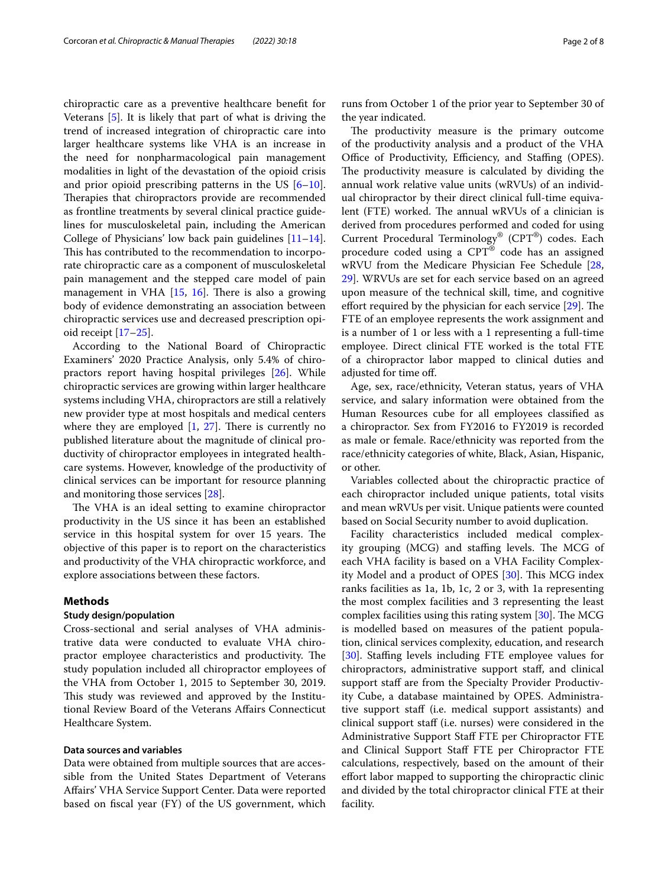chiropractic care as a preventive healthcare benefit for Veterans [5]. It is likely that part of what is driving the trend of increased integration of chiropractic care into larger healthcare systems like VHA is an increase in the need for nonpharmacological pain management modalities in light of the devastation of the opioid crisis and prior opioid prescribing patterns in the US [6–10]. Therapies that chiropractors provide are recommended as frontline treatments by several clinical practice guidelines for musculoskeletal pain, including the American College of Physicians' low back pain guidelines [11–14]. This has contributed to the recommendation to incorporate chiropractic care as a component of musculoskeletal pain management and the stepped care model of pain management in VHA [15, 16]. There is also a growing body of evidence demonstrating an association between chiropractic services use and decreased prescription opioid receipt [17–25].

According to the National Board of Chiropractic Examiners' 2020 Practice Analysis, only 5.4% of chiropractors report having hospital privileges [26]. While chiropractic services are growing within larger healthcare systems including VHA, chiropractors are still a relatively new provider type at most hospitals and medical centers where they are employed [1, 27]. There is currently no published literature about the magnitude of clinical productivity of chiropractor employees in integrated healthcare systems. However, knowledge of the productivity of clinical services can be important for resource planning and monitoring those services [28].

The VHA is an ideal setting to examine chiropractor productivity in the US since it has been an established service in this hospital system for over 15 years. The objective of this paper is to report on the characteristics and productivity of the VHA chiropractic workforce, and explore associations between these factors.

## Methods

### Study design/population

Cross-sectional and serial analyses of VHA administrative data were conducted to evaluate VHA chiropractor employee characteristics and productivity. The study population included all chiropractor employees of the VHA from October 1, 2015 to September 30, 2019. This study was reviewed and approved by the Institutional Review Board of the Veterans Affairs Connecticut Healthcare System.

### Data sources and variables

Data were obtained from multiple sources that are accessible from the United States Department of Veterans Affairs' VHA Service Support Center. Data were reported based on fiscal year (FY) of the US government, which runs from October 1 of the prior year to September 30 of the year indicated.

The productivity measure is the primary outcome of the productivity analysis and a product of the VHA Office of Productivity, Efficiency, and Staffing (OPES). The productivity measure is calculated by dividing the annual work relative value units (wRVUs) of an individual chiropractor by their direct clinical full-time equivalent (FTE) worked. The annual wRVUs of a clinician is derived from procedures performed and coded for using Current Procedural Terminology® (CPT®) codes. Each procedure coded using a CPT® code has an assigned wRVU from the Medicare Physician Fee Schedule [28, 29]. WRVUs are set for each service based on an agreed upon measure of the technical skill, time, and cognitive effort required by the physician for each service [29]. The FTE of an employee represents the work assignment and is a number of 1 or less with a 1 representing a full-time employee. Direct clinical FTE worked is the total FTE of a chiropractor labor mapped to clinical duties and adjusted for time off.

Age, sex, race/ethnicity, Veteran status, years of VHA service, and salary information were obtained from the Human Resources cube for all employees classified as a chiropractor. Sex from FY2016 to FY2019 is recorded as male or female. Race/ethnicity was reported from the race/ethnicity categories of white, Black, Asian, Hispanic, or other.

Variables collected about the chiropractic practice of each chiropractor included unique patients, total visits and mean wRVUs per visit. Unique patients were counted based on Social Security number to avoid duplication.

Facility characteristics included medical complexity grouping (MCG) and staffing levels. The MCG of each VHA facility is based on a VHA Facility Complexity Model and a product of OPES [30]. This MCG index ranks facilities as 1a, 1b, 1c, 2 or 3, with 1a representing the most complex facilities and 3 representing the least complex facilities using this rating system [30]. The MCG is modelled based on measures of the patient population, clinical services complexity, education, and research [30]. Staffing levels including FTE employee values for chiropractors, administrative support staff, and clinical support staff are from the Specialty Provider Productivity Cube, a database maintained by OPES. Administrative support staff (i.e. medical support assistants) and clinical support staff (i.e. nurses) were considered in the Administrative Support Staff FTE per Chiropractor FTE and Clinical Support Staff FTE per Chiropractor FTE calculations, respectively, based on the amount of their effort labor mapped to supporting the chiropractic clinic and divided by the total chiropractor clinical FTE at their facility.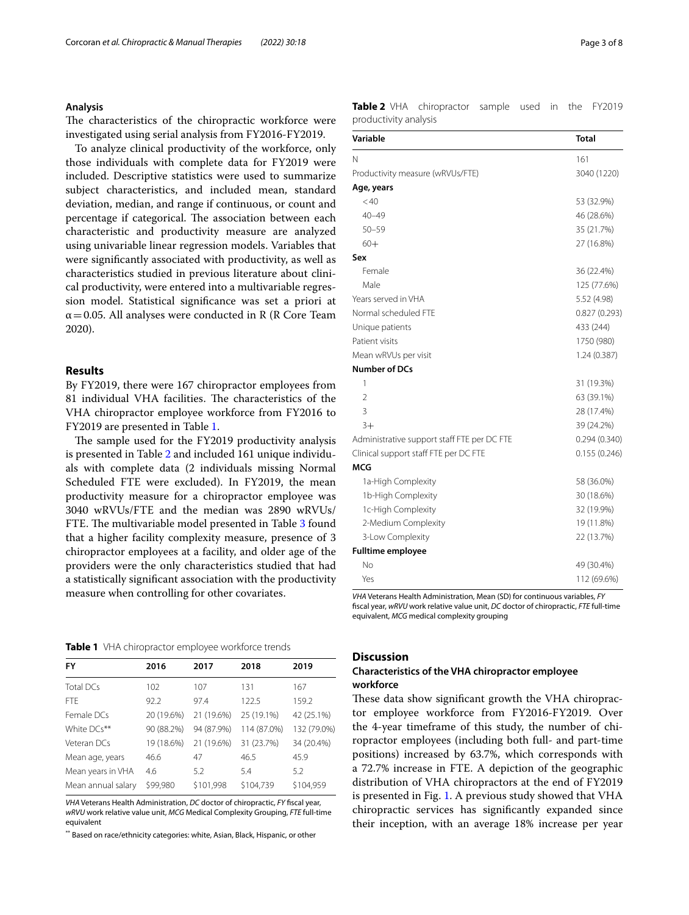### Analysis

The characteristics of the chiropractic workforce were investigated using serial analysis from FY2016-FY2019.

To analyze clinical productivity of the workforce, only those individuals with complete data for FY2019 were included. Descriptive statistics were used to summarize subject characteristics, and included mean, standard deviation, median, and range if continuous, or count and percentage if categorical. The association between each characteristic and productivity measure are analyzed using univariable linear regression models. Variables that were significantly associated with productivity, as well as characteristics studied in previous literature about clinical productivity, were entered into a multivariable regression model. Statistical significance was set a priori at $\alpha = 0.05$. All analyses were conducted in R (R Core Team 2020).

## Results

By FY2019, there were 167 chiropractor employees from 81 individual VHA facilities. The characteristics of the VHA chiropractor employee workforce from FY2016 to FY2019 are presented in Table 1.

The sample used for the FY2019 productivity analysis is presented in Table 2 and included 161 unique individuals with complete data (2 individuals missing Normal Scheduled FTE were excluded). In FY2019, the mean productivity measure for a chiropractor employee was 3040 wRVUs/FTE and the median was 2890 wRVUs/FTE. The multivariable model presented in Table 3 found that a higher facility complexity measure, presence of 3 chiropractor employees at a facility, and older age of the providers were the only characteristics studied that had a statistically significant association with the productivity measure when controlling for other covariates.

**Table 1** VHA chiropractor employee workforce trends

| FY | 2016 | 2017 | 2018 | 2019 |
|---|---|---|---|---|
| Total DCs | 102 | 107 | 131 | 167 |
| FTE | 92.2 | 97.4 | 122.5 | 159.2 |
| Female DCs | 20 (19.6%) | 21 (19.6%) | 25 (19.1%) | 42 (25.1%) |
| White DCs** | 90 (88.2%) | 94 (87.9%) | 114 (87.0%) | 132 (79.0%) |
| Veteran DCs | 19 (18.6%) | 21 (19.6%) | 31 (23.7%) | 34 (20.4%) |
| Mean age, years | 46.6 | 47 | 46.5 | 45.9 |
| Mean years in VHA | 4.6 | 5.2 | 5.4 | 5.2 |
| Mean annual salary | \$99,980 | \$101,998 | \$104,739 | \$104,959 |

*VHA* Veterans Health Administration, *DC* doctor of chiropractic, *FY* fiscal year, *wRVU* work relative value unit, *MCG* Medical Complexity Grouping, *FTE* full-time equivalent

** Based on race/ethnicity categories: white, Asian, Black, Hispanic, or other

**Table 2** VHA chiropractor sample used in the FY2019 productivity analysis

| Variable | Total |
|---|---|
| N | 161 |
| Productivity measure (wRVUs/FTE) | 3040 (1220) |
| **Age, years** | |
| <40 | 53 (32.9%) |
| 40–49 | 46 (28.6%) |
| 50–59 | 35 (21.7%) |
| 60+ | 27 (16.8%) |
| **Sex** | |
| Female | 36 (22.4%) |
| Male | 125 (77.6%) |
| Years served in VHA | 5.52 (4.98) |
| Normal scheduled FTE | 0.827 (0.293) |
| Unique patients | 433 (244) |
| Patient visits | 1750 (980) |
| Mean wRVUs per visit | 1.24 (0.387) |
| **Number of DCs** | |
| 1 | 31 (19.3%) |
| 2 | 63 (39.1%) |
| 3 | 28 (17.4%) |
| 3+ | 39 (24.2%) |
| Administrative support staff FTE per DC FTE | 0.294 (0.340) |
| Clinical support staff FTE per DC FTE | 0.155 (0.246) |
| **MCG** | |
| 1a-High Complexity | 58 (36.0%) |
| 1b-High Complexity | 30 (18.6%) |
| 1c-High Complexity | 32 (19.9%) |
| 2-Medium Complexity | 19 (11.8%) |
| 3-Low Complexity | 22 (13.7%) |
| **Fulltime employee** | |
| No | 49 (30.4%) |
| Yes | 112 (69.6%) |

*VHA* Veterans Health Administration, Mean (SD) for continuous variables, *FY* fiscal year, *wRVU* work relative value unit, *DC* doctor of chiropractic, *FTE* full-time equivalent, *MCG* medical complexity grouping

## Discussion

### Characteristics of the VHA chiropractor employee workforce

These data show significant growth the VHA chiropractor employee workforce from FY2016-FY2019. Over the 4-year timeframe of this study, the number of chiropractor employees (including both full- and part-time positions) increased by 63.7%, which corresponds with a 72.7% increase in FTE. A depiction of the geographic distribution of VHA chiropractors at the end of FY2019 is presented in Fig. 1. A previous study showed that VHA chiropractic services has significantly expanded since their inception, with an average 18% increase per year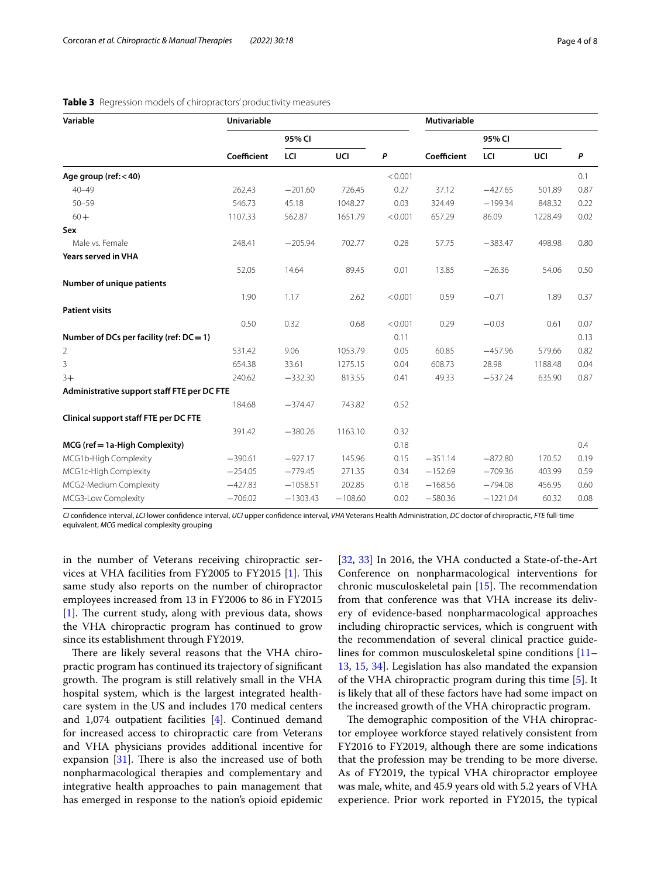**Table 3** Regression models of chiropractors' productivity measures

| Variable | Univariable | | | | Mutivariable | | | |
|---|---|---|---|---|---|---|---|---|
| | | 95% CI | | | | 95% CI | | |
| | Coefficient | LCI | UCI | *P* | Coefficient | LCI | UCI | *P* |
| **Age group (ref: < 40)** | | | | < 0.001 | | | | 0.1 |
| 40–49 | 262.43 | −201.60 | 726.45 | 0.27 | 37.12 | −427.65 | 501.89 | 0.87 |
| 50–59 | 546.73 | 45.18 | 1048.27 | 0.03 | 324.49 | −199.34 | 848.32 | 0.22 |
| 60+ | 1107.33 | 562.87 | 1651.79 | < 0.001 | 657.29 | 86.09 | 1228.49 | 0.02 |
| **Sex** | | | | | | | | |
| Male vs. Female | 248.41 | −205.94 | 702.77 | 0.28 | 57.75 | −383.47 | 498.98 | 0.80 |
| **Years served in VHA** | | | | | | | | |
| | 52.05 | 14.64 | 89.45 | 0.01 | 13.85 | −26.36 | 54.06 | 0.50 |
| **Number of unique patients** | | | | | | | | |
| | 1.90 | 1.17 | 2.62 | < 0.001 | 0.59 | −0.71 | 1.89 | 0.37 |
| **Patient visits** | | | | | | | | |
| | 0.50 | 0.32 | 0.68 | < 0.001 | 0.29 | −0.03 | 0.61 | 0.07 |
| **Number of DCs per facility (ref: DC = 1)** | | | | 0.11 | | | | 0.13 |
| 2 | 531.42 | 9.06 | 1053.79 | 0.05 | 60.85 | −457.96 | 579.66 | 0.82 |
| 3 | 654.38 | 33.61 | 1275.15 | 0.04 | 608.73 | 28.98 | 1188.48 | 0.04 |
| 3+ | 240.62 | −332.30 | 813.55 | 0.41 | 49.33 | −537.24 | 635.90 | 0.87 |
| **Administrative support staff FTE per DC FTE** | | | | | | | | |
| | 184.68 | −374.47 | 743.82 | 0.52 | | | | |
| **Clinical support staff FTE per DC FTE** | | | | | | | | |
| | 391.42 | −380.26 | 1163.10 | 0.32 | | | | |
| **MCG (ref = 1a-High Complexity)** | | | | 0.18 | | | | 0.4 |
| MCG1b-High Complexity | −390.61 | −927.17 | 145.96 | 0.15 | −351.14 | −872.80 | 170.52 | 0.19 |
| MCG1c-High Complexity | −254.05 | −779.45 | 271.35 | 0.34 | −152.69 | −709.36 | 403.99 | 0.59 |
| MCG2-Medium Complexity | −427.83 | −1058.51 | 202.85 | 0.18 | −168.56 | −794.08 | 456.95 | 0.60 |
| MCG3-Low Complexity | −706.02 | −1303.43 | −108.60 | 0.02 | −580.36 | −1221.04 | 60.32 | 0.08 |

*CI* confidence interval, *LCI* lower confidence interval, *UCI* upper confidence interval, *VHA* Veterans Health Administration, *DC* doctor of chiropractic, *FTE* full-time equivalent, *MCG* medical complexity grouping

in the number of Veterans receiving chiropractic services at VHA facilities from FY2005 to FY2015 [1]. This same study also reports on the number of chiropractor employees increased from 13 in FY2006 to 86 in FY2015 [1]. The current study, along with previous data, shows the VHA chiropractic program has continued to grow since its establishment through FY2019.

There are likely several reasons that the VHA chiropractic program has continued its trajectory of significant growth. The program is still relatively small in the VHA hospital system, which is the largest integrated healthcare system in the US and includes 170 medical centers and 1,074 outpatient facilities [4]. Continued demand for increased access to chiropractic care from Veterans and VHA physicians provides additional incentive for expansion [31]. There is also the increased use of both nonpharmacological therapies and complementary and integrative health approaches to pain management that has emerged in response to the nation's opioid epidemic [32, 33] In 2016, the VHA conducted a State-of-the-Art Conference on nonpharmacological interventions for chronic musculoskeletal pain [15]. The recommendation from that conference was that VHA increase its delivery of evidence-based nonpharmacological approaches including chiropractic services, which is congruent with the recommendation of several clinical practice guidelines for common musculoskeletal spine conditions [11–13, 15, 34]. Legislation has also mandated the expansion of the VHA chiropractic program during this time [5]. It is likely that all of these factors have had some impact on the increased growth of the VHA chiropractic program.

The demographic composition of the VHA chiropractor employee workforce stayed relatively consistent from FY2016 to FY2019, although there are some indications that the profession may be trending to be more diverse. As of FY2019, the typical VHA chiropractor employee was male, white, and 45.9 years old with 5.2 years of VHA experience. Prior work reported in FY2015, the typical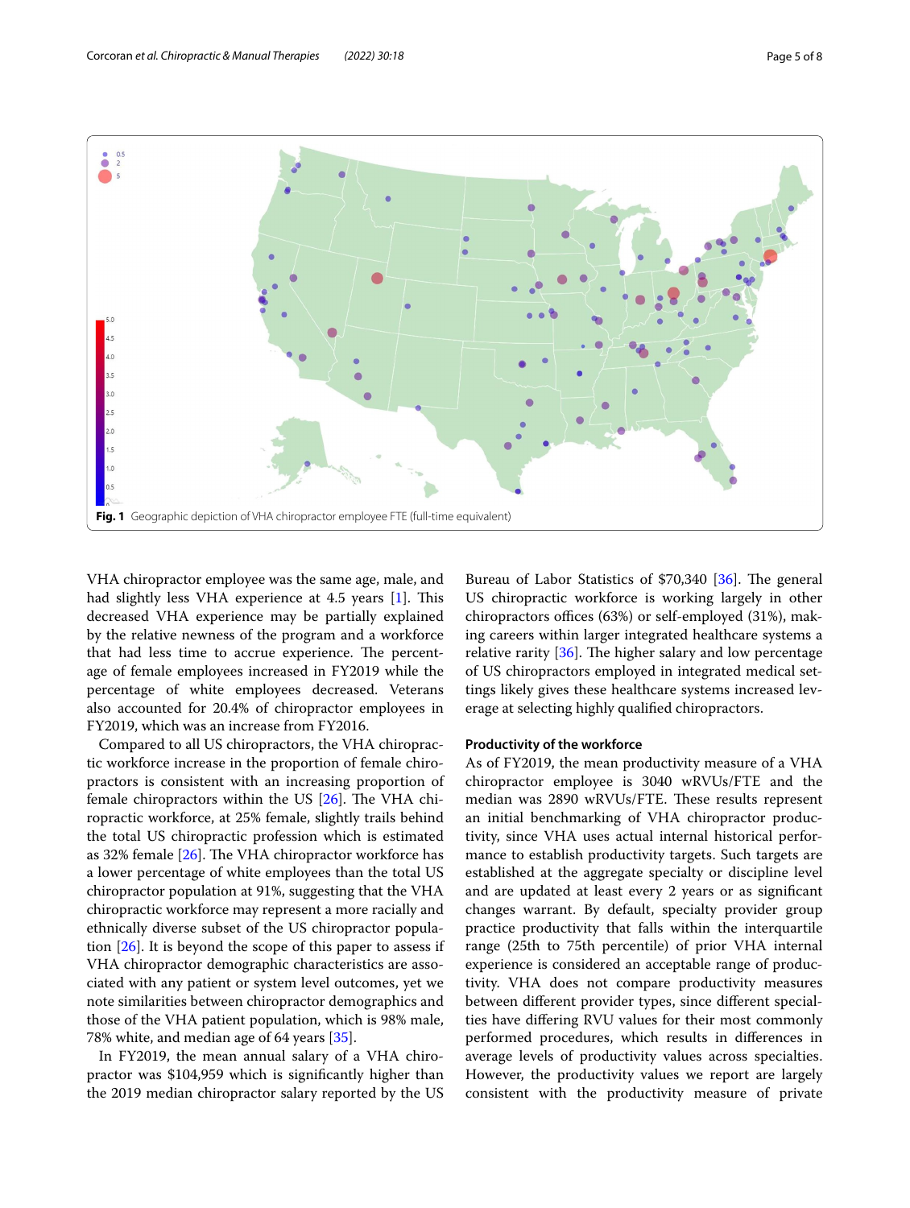**Fig. 1** Geographic depiction of VHA chiropractor employee FTE (full-time equivalent)

VHA chiropractor employee was the same age, male, and had slightly less VHA experience at 4.5 years [1]. This decreased VHA experience may be partially explained by the relative newness of the program and a workforce that had less time to accrue experience. The percentage of female employees increased in FY2019 while the percentage of white employees decreased. Veterans also accounted for 20.4% of chiropractor employees in FY2019, which was an increase from FY2016.

Compared to all US chiropractors, the VHA chiropractic workforce increase in the proportion of female chiropractors is consistent with an increasing proportion of female chiropractors within the US [26]. The VHA chiropractic workforce, at 25% female, slightly trails behind the total US chiropractic profession which is estimated as 32% female [26]. The VHA chiropractor workforce has a lower percentage of white employees than the total US chiropractor population at 91%, suggesting that the VHA chiropractic workforce may represent a more racially and ethnically diverse subset of the US chiropractor population [26]. It is beyond the scope of this paper to assess if VHA chiropractor demographic characteristics are associated with any patient or system level outcomes, yet we note similarities between chiropractor demographics and those of the VHA patient population, which is 98% male, 78% white, and median age of 64 years [35].

In FY2019, the mean annual salary of a VHA chiropractor was $104,959 which is significantly higher than the 2019 median chiropractor salary reported by the US Bureau of Labor Statistics of $70,340 [36]. The general US chiropractic workforce is working largely in other chiropractors offices (63%) or self-employed (31%), making careers within larger integrated healthcare systems a relative rarity [36]. The higher salary and low percentage of US chiropractors employed in integrated medical settings likely gives these healthcare systems increased leverage at selecting highly qualified chiropractors.

#### Productivity of the workforce

As of FY2019, the mean productivity measure of a VHA chiropractor employee is 3040 wRVUs/FTE and the median was 2890 wRVUs/FTE. These results represent an initial benchmarking of VHA chiropractor productivity, since VHA uses actual internal historical performance to establish productivity targets. Such targets are established at the aggregate specialty or discipline level and are updated at least every 2 years or as significant changes warrant. By default, specialty provider group practice productivity that falls within the interquartile range (25th to 75th percentile) of prior VHA internal experience is considered an acceptable range of productivity. VHA does not compare productivity measures between different provider types, since different specialties have differing RVU values for their most commonly performed procedures, which results in differences in average levels of productivity values across specialties. However, the productivity values we report are largely consistent with the productivity measure of private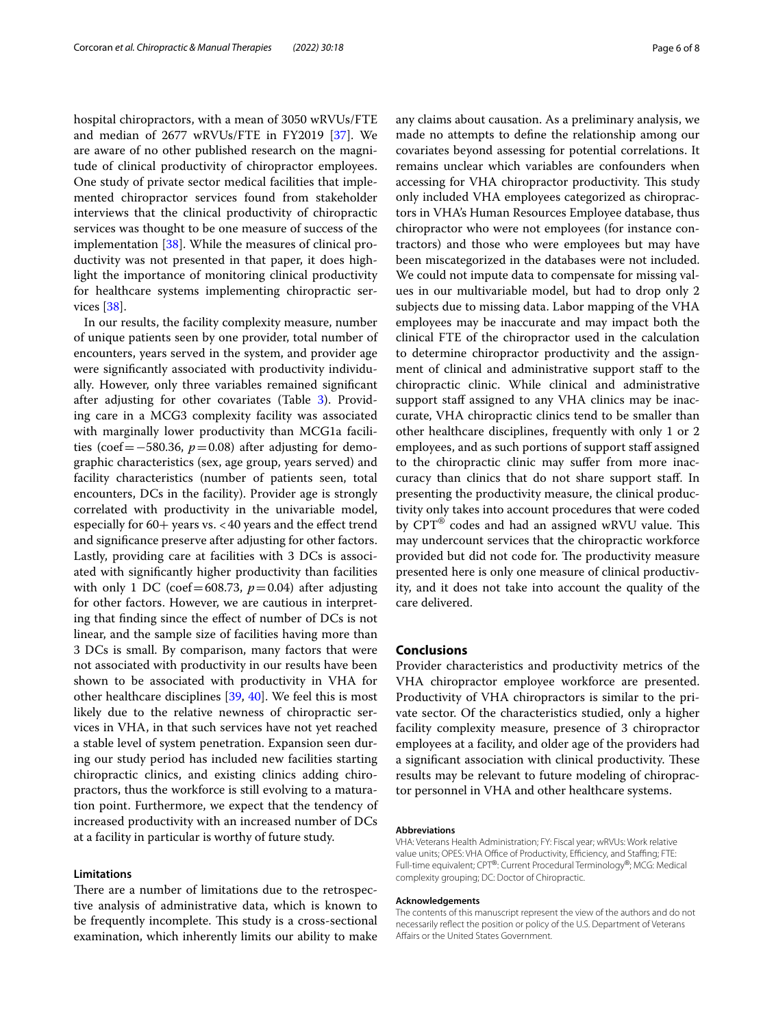hospital chiropractors, with a mean of 3050 wRVUs/FTE and median of 2677 wRVUs/FTE in FY2019 [37]. We are aware of no other published research on the magnitude of clinical productivity of chiropractor employees. One study of private sector medical facilities that implemented chiropractor services found from stakeholder interviews that the clinical productivity of chiropractic services was thought to be one measure of success of the implementation [38]. While the measures of clinical productivity was not presented in that paper, it does highlight the importance of monitoring clinical productivity for healthcare systems implementing chiropractic services [38].

In our results, the facility complexity measure, number of unique patients seen by one provider, total number of encounters, years served in the system, and provider age were significantly associated with productivity individually. However, only three variables remained significant after adjusting for other covariates (Table 3). Providing care in a MCG3 complexity facility was associated with marginally lower productivity than MCG1a facilities (coef = −580.36, $p = 0.08$) after adjusting for demographic characteristics (sex, age group, years served) and facility characteristics (number of patients seen, total encounters, DCs in the facility). Provider age is strongly correlated with productivity in the univariable model, especially for 60+ years vs. <40 years and the effect trend and significance preserve after adjusting for other factors. Lastly, providing care at facilities with 3 DCs is associated with significantly higher productivity than facilities with only 1 DC (coef = 608.73, $p = 0.04$) after adjusting for other factors. However, we are cautious in interpreting that finding since the effect of number of DCs is not linear, and the sample size of facilities having more than 3 DCs is small. By comparison, many factors that were not associated with productivity in our results have been shown to be associated with productivity in VHA for other healthcare disciplines [39, 40]. We feel this is most likely due to the relative newness of chiropractic services in VHA, in that such services have not yet reached a stable level of system penetration. Expansion seen during our study period has included new facilities starting chiropractic clinics, and existing clinics adding chiropractors, thus the workforce is still evolving to a maturation point. Furthermore, we expect that the tendency of increased productivity with an increased number of DCs at a facility in particular is worthy of future study.

### Limitations

There are a number of limitations due to the retrospective analysis of administrative data, which is known to be frequently incomplete. This study is a cross-sectional examination, which inherently limits our ability to make any claims about causation. As a preliminary analysis, we made no attempts to define the relationship among our covariates beyond assessing for potential correlations. It remains unclear which variables are confounders when accessing for VHA chiropractor productivity. This study only included VHA employees categorized as chiropractors in VHA's Human Resources Employee database, thus chiropractor who were not employees (for instance contractors) and those who were employees but may have been miscategorized in the databases were not included. We could not impute data to compensate for missing values in our multivariable model, but had to drop only 2 subjects due to missing data. Labor mapping of the VHA employees may be inaccurate and may impact both the clinical FTE of the chiropractor used in the calculation to determine chiropractor productivity and the assignment of clinical and administrative support staff to the chiropractic clinic. While clinical and administrative support staff assigned to any VHA clinics may be inaccurate, VHA chiropractic clinics tend to be smaller than other healthcare disciplines, frequently with only 1 or 2 employees, and as such portions of support staff assigned to the chiropractic clinic may suffer from more inaccuracy than clinics that do not share support staff. In presenting the productivity measure, the clinical productivity only takes into account procedures that were coded by CPT® codes and had an assigned wRVU value. This may undercount services that the chiropractic workforce provided but did not code for. The productivity measure presented here is only one measure of clinical productivity, and it does not take into account the quality of the care delivered.

## Conclusions

Provider characteristics and productivity metrics of the VHA chiropractor employee workforce are presented. Productivity of VHA chiropractors is similar to the private sector. Of the characteristics studied, only a higher facility complexity measure, presence of 3 chiropractor employees at a facility, and older age of the providers had a significant association with clinical productivity. These results may be relevant to future modeling of chiropractor personnel in VHA and other healthcare systems.

#### Abbreviations

VHA: Veterans Health Administration; FY: Fiscal year; wRVUs: Work relative value units; OPES: VHA Office of Productivity, Efficiency, and Staffing; FTE: Full-time equivalent; CPT®: Current Procedural Terminology®; MCG: Medical complexity grouping; DC: Doctor of Chiropractic.

#### Acknowledgements

The contents of this manuscript represent the view of the authors and do not necessarily reflect the position or policy of the U.S. Department of Veterans Affairs or the United States Government.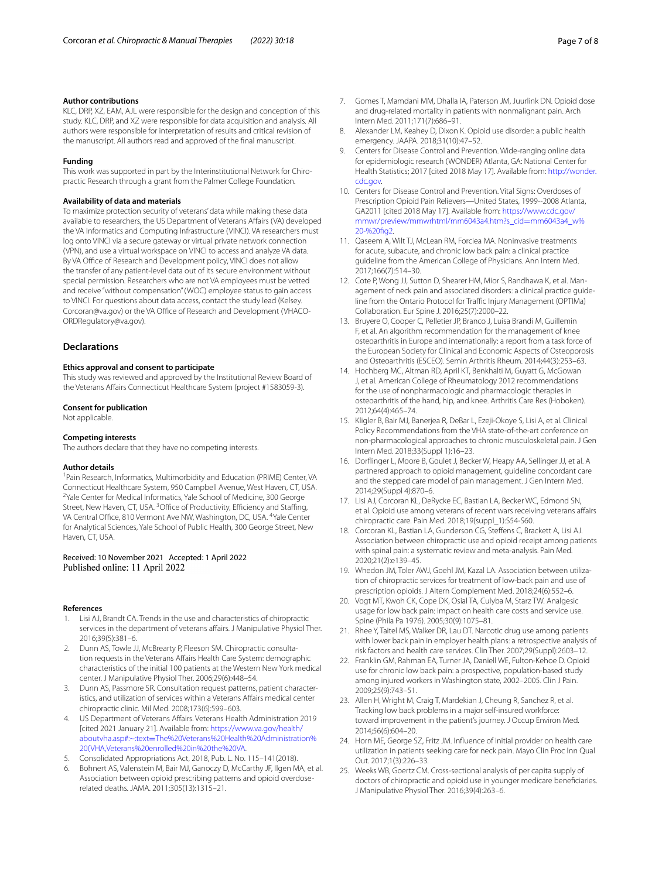#### Author contributions

KLC, DRP, XZ, EAM, AJL were responsible for the design and conception of this study. KLC, DRP, and XZ were responsible for data acquisition and analysis. All authors were responsible for interpretation of results and critical revision of the manuscript. All authors read and approved of the final manuscript.

#### Funding

This work was supported in part by the Interinstitutional Network for Chiropractic Research through a grant from the Palmer College Foundation.

#### Availability of data and materials

To maximize protection security of veterans' data while making these data available to researchers, the US Department of Veterans Affairs (VA) developed the VA Informatics and Computing Infrastructure (VINCI). VA researchers must log onto VINCI via a secure gateway or virtual private network connection (VPN), and use a virtual workspace on VINCI to access and analyze VA data. By VA Office of Research and Development policy, VINCI does not allow the transfer of any patient-level data out of its secure environment without special permission. Researchers who are not VA employees must be vetted and receive "without compensation" (WOC) employee status to gain access to VINCI. For questions about data access, contact the study lead (Kelsey.Corcoran@va.gov) or the VA Office of Research and Development (VHACO-ORDRegulatory@va.gov).

## Declarations

#### Ethics approval and consent to participate

This study was reviewed and approved by the Institutional Review Board of the Veterans Affairs Connecticut Healthcare System (project #1583059-3).

#### Consent for publication

Not applicable.

#### Competing interests

The authors declare that they have no competing interests.

#### Author details

[1]Pain Research, Informatics, Multimorbidity and Education (PRIME) Center, VA Connecticut Healthcare System, 950 Campbell Avenue, West Haven, CT, USA. [2]Yale Center for Medical Informatics, Yale School of Medicine, 300 George Street, New Haven, CT, USA. [3]Office of Productivity, Efficiency and Staffing, VA Central Office, 810 Vermont Ave NW, Washington, DC, USA. [4]Yale Center for Analytical Sciences, Yale School of Public Health, 300 George Street, New Haven, CT, USA.

Received: 10 November 2021 Accepted: 1 April 2022
Published online: 11 April 2022

#### References

1. Lisi AJ, Brandt CA. Trends in the use and characteristics of chiropractic services in the department of veterans affairs. J Manipulative Physiol Ther. 2016;39(5):381–6.
2. Dunn AS, Towle JJ, McBrearty P, Fleeson SM. Chiropractic consultation requests in the Veterans Affairs Health Care System: demographic characteristics of the initial 100 patients at the Western New York medical center. J Manipulative Physiol Ther. 2006;29(6):448–54.
3. Dunn AS, Passmore SR. Consultation request patterns, patient characteristics, and utilization of services within a Veterans Affairs medical center chiropractic clinic. Mil Med. 2008;173(6):599–603.
4. US Department of Veterans Affairs. Veterans Health Administration 2019 [cited 2021 January 21]. Available from: https://www.va.gov/health/aboutvha.asp#:~:text=The%20Veterans%20Health%20Administration%20(VHA,Veterans%20enrolled%20in%20the%20VA.
5. Consolidated Appropriations Act, 2018, Pub. L. No. 115–141(2018).
6. Bohnert AS, Valenstein M, Bair MJ, Ganoczy D, McCarthy JF, Ilgen MA, et al. Association between opioid prescribing patterns and opioid overdose-related deaths. JAMA. 2011;305(13):1315–21.
7. Gomes T, Mamdani MM, Dhalla IA, Paterson JM, Juurlink DN. Opioid dose and drug-related mortality in patients with nonmalignant pain. Arch Intern Med. 2011;171(7):686–91.
8. Alexander LM, Keahey D, Dixon K. Opioid use disorder: a public health emergency. JAAPA. 2018;31(10):47–52.
9. Centers for Disease Control and Prevention. Wide-ranging online data for epidemiologic research (WONDER) Atlanta, GA: National Center for Health Statistics; 2017 [cited 2018 May 17]. Available from: http://wonder.cdc.gov.
10. Centers for Disease Control and Prevention. Vital Signs: Overdoses of Prescription Opioid Pain Relievers—United States, 1999--2008 Atlanta, GA2011 [cited 2018 May 17]. Available from: https://www.cdc.gov/mmwr/preview/mmwrhtml/mm6043a4.htm?s_cid=mm6043a4_w%20-%20fig2.
11. Qaseem A, Wilt TJ, McLean RM, Forciea MA. Noninvasive treatments for acute, subacute, and chronic low back pain: a clinical practice guideline from the American College of Physicians. Ann Intern Med. 2017;166(7):514–30.
12. Cote P, Wong JJ, Sutton D, Shearer HM, Mior S, Randhawa K, et al. Management of neck pain and associated disorders: a clinical practice guideline from the Ontario Protocol for Traffic Injury Management (OPTIMa) Collaboration. Eur Spine J. 2016;25(7):2000–22.
13. Bruyere O, Cooper C, Pelletier JP, Branco J, Luisa Brandi M, Guillemin F, et al. An algorithm recommendation for the management of knee osteoarthritis in Europe and internationally: a report from a task force of the European Society for Clinical and Economic Aspects of Osteoporosis and Osteoarthritis (ESCEO). Semin Arthritis Rheum. 2014;44(3):253–63.
14. Hochberg MC, Altman RD, April KT, Benkhalti M, Guyatt G, McGowan J, et al. American College of Rheumatology 2012 recommendations for the use of nonpharmacologic and pharmacologic therapies in osteoarthritis of the hand, hip, and knee. Arthritis Care Res (Hoboken). 2012;64(4):465–74.
15. Kligler B, Bair MJ, Banerjea R, DeBar L, Ezeji-Okoye S, Lisi A, et al. Clinical Policy Recommendations from the VHA state-of-the-art conference on non-pharmacological approaches to chronic musculoskeletal pain. J Gen Intern Med. 2018;33(Suppl 1):16–23.
16. Dorflinger L, Moore B, Goulet J, Becker W, Heapy AA, Sellinger JJ, et al. A partnered approach to opioid management, guideline concordant care and the stepped care model of pain management. J Gen Intern Med. 2014;29(Suppl 4):870–6.
17. Lisi AJ, Corcoran KL, DeRycke EC, Bastian LA, Becker WC, Edmond SN, et al. Opioid use among veterans of recent wars receiving veterans affairs chiropractic care. Pain Med. 2018;19(suppl_1):S54-S60.
18. Corcoran KL, Bastian LA, Gunderson CG, Steffens C, Brackett A, Lisi AJ. Association between chiropractic use and opioid receipt among patients with spinal pain: a systematic review and meta-analysis. Pain Med. 2020;21(2):e139–45.
19. Whedon JM, Toler AWJ, Goehl JM, Kazal LA. Association between utilization of chiropractic services for treatment of low-back pain and use of prescription opioids. J Altern Complement Med. 2018;24(6):552–6.
20. Vogt MT, Kwoh CK, Cope DK, Osial TA, Culyba M, Starz TW. Analgesic usage for low back pain: impact on health care costs and service use. Spine (Phila Pa 1976). 2005;30(9):1075–81.
21. Rhee Y, Taitel MS, Walker DR, Lau DT. Narcotic drug use among patients with lower back pain in employer health plans: a retrospective analysis of risk factors and health care services. Clin Ther. 2007;29(Suppl):2603–12.
22. Franklin GM, Rahman EA, Turner JA, Daniell WE, Fulton-Kehoe D. Opioid use for chronic low back pain: a prospective, population-based study among injured workers in Washington state, 2002–2005. Clin J Pain. 2009;25(9):743–51.
23. Allen H, Wright M, Craig T, Mardekian J, Cheung R, Sanchez R, et al. Tracking low back problems in a major self-insured workforce: toward improvement in the patient's journey. J Occup Environ Med. 2014;56(6):604–20.
24. Horn ME, George SZ, Fritz JM. Influence of initial provider on health care utilization in patients seeking care for neck pain. Mayo Clin Proc Inn Qual Out. 2017;1(3):226–33.
25. Weeks WB, Goertz CM. Cross-sectional analysis of per capita supply of doctors of chiropractic and opioid use in younger medicare beneficiaries. J Manipulative Physiol Ther. 2016;39(4):263–6.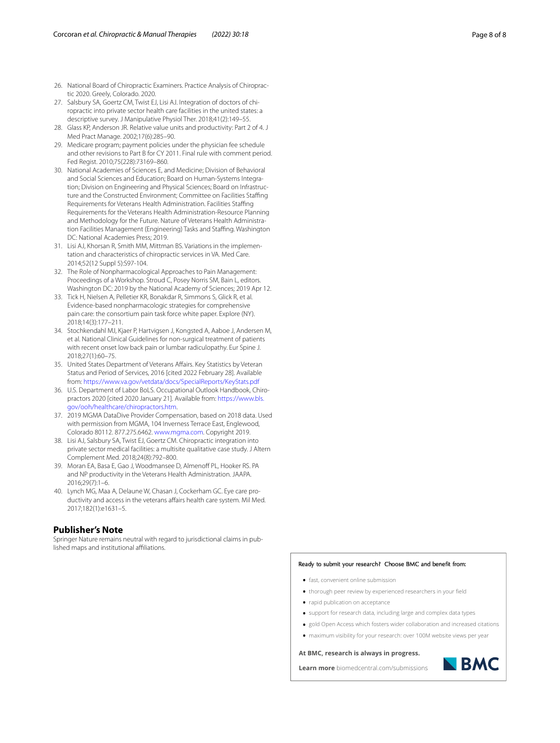26. National Board of Chiropractic Examiners. Practice Analysis of Chiropractic 2020. Greely, Colorado. 2020.
27. Salsbury SA, Goertz CM, Twist EJ, Lisi AJ. Integration of doctors of chiropractic into private sector health care facilities in the united states: a descriptive survey. J Manipulative Physiol Ther. 2018;41(2):149–55.
28. Glass KP, Anderson JR. Relative value units and productivity: Part 2 of 4. J Med Pract Manage. 2002;17(6):285–90.
29. Medicare program; payment policies under the physician fee schedule and other revisions to Part B for CY 2011. Final rule with comment period. Fed Regist. 2010;75(228):73169–860.
30. National Academies of Sciences E, and Medicine; Division of Behavioral and Social Sciences and Education; Board on Human-Systems Integration; Division on Engineering and Physical Sciences; Board on Infrastructure and the Constructed Environment; Committee on Facilities Staffing Requirements for Veterans Health Administration. Facilities Staffing Requirements for the Veterans Health Administration-Resource Planning and Methodology for the Future. Nature of Veterans Health Administration Facilities Management (Engineering) Tasks and Staffing. Washington DC: National Academies Press; 2019.
31. Lisi AJ, Khorsan R, Smith MM, Mittman BS. Variations in the implementation and characteristics of chiropractic services in VA. Med Care. 2014;52(12 Suppl 5):S97-104.
32. The Role of Nonpharmacological Approaches to Pain Management: Proceedings of a Workshop. Stroud C, Posey Norris SM, Bain L, editors. Washington DC: 2019 by the National Academy of Sciences; 2019 Apr 12.
33. Tick H, Nielsen A, Pelletier KR, Bonakdar R, Simmons S, Glick R, et al. Evidence-based nonpharmacologic strategies for comprehensive pain care: the consortium pain task force white paper. Explore (NY). 2018;14(3):177–211.
34. Stochkendahl MJ, Kjaer P, Hartvigsen J, Kongsted A, Aaboe J, Andersen M, et al. National Clinical Guidelines for non-surgical treatment of patients with recent onset low back pain or lumbar radiculopathy. Eur Spine J. 2018;27(1):60–75.
35. United States Department of Veterans Affairs. Key Statistics by Veteran Status and Period of Services, 2016 [cited 2022 February 28]. Available from: https://www.va.gov/vetdata/docs/SpecialReports/KeyStats.pdf
36. U.S. Department of Labor BoLS. Occupational Outlook Handbook, Chiropractors 2020 [cited 2020 January 21]. Available from: https://www.bls.gov/ooh/healthcare/chiropractors.htm.
37. 2019 MGMA DataDive Provider Compensation, based on 2018 data. Used with permission from MGMA, 104 Inverness Terrace East, Englewood, Colorado 80112. 877.275.6462. www.mgma.com. Copyright 2019.
38. Lisi AJ, Salsbury SA, Twist EJ, Goertz CM. Chiropractic integration into private sector medical facilities: a multisite qualitative case study. J Altern Complement Med. 2018;24(8):792–800.
39. Moran EA, Basa E, Gao J, Woodmansee D, Almenoff PL, Hooker RS. PA and NP productivity in the Veterans Health Administration. JAAPA. 2016;29(7):1–6.
40. Lynch MG, Maa A, Delaune W, Chasan J, Cockerham GC. Eye care productivity and access in the veterans affairs health care system. Mil Med. 2017;182(1):e1631–5.

## Publisher's Note

Springer Nature remains neutral with regard to jurisdictional claims in published maps and institutional affiliations.

Ready to submit your research? Choose BMC and benefit from:

- fast, convenient online submission
- thorough peer review by experienced researchers in your field
- rapid publication on acceptance
- support for research data, including large and complex data types
- gold Open Access which fosters wider collaboration and increased citations
- maximum visibility for your research: over 100M website views per year

**At BMC, research is always in progress.**

**Learn more** biomedcentral.com/submissions

BMC